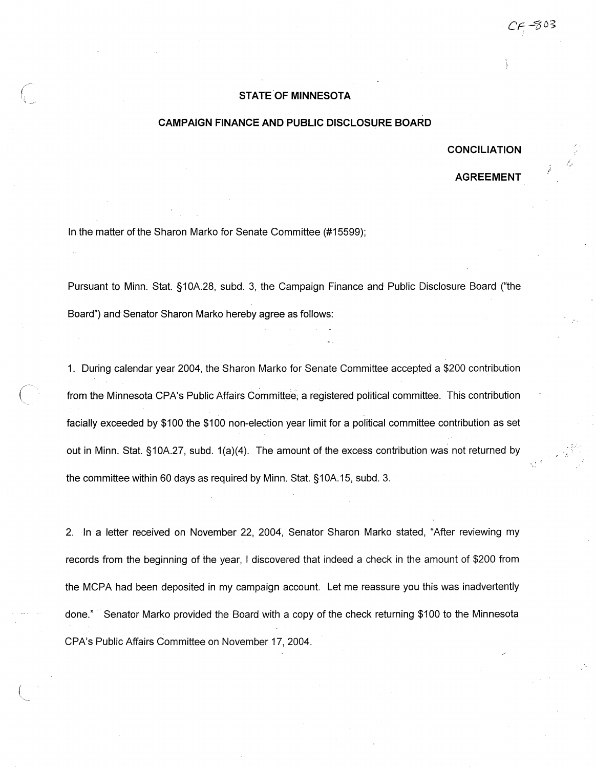CF-303

**STATE OF MINNESOTA**

**CAMPAIGN FINANCE AND PUBLIC DISCLOSURE BOARD**

**CONCILIATION**

**AGREEMENT**

In the matter of the Sharon Marko for Senate Committee (#15599);

Pursuant to Minn. Stat. §10A.28, subd. 3, the Campaign Finance and Public Disclosure Board ("the Board") and Senator Sharon Marko hereby agree as follows:

1. During calendar year 2004, the Sharon Marko for Senate Committee accepted a $200 contribution from the Minnesota CPA's Public Affairs Committee, a registered political committee. This contribution facially exceeded by $100 the $100 non-election year limit for a political committee contribution as set out in Minn. Stat. §10A.27, subd. 1(a)(4). The amount of the excess contribution was not returned by the committee within 60 days as required by Minn. Stat. §10A.15, subd. 3.

2. In a letter received on November 22, 2004, Senator Sharon Marko stated, "After reviewing my records from the beginning of the year, I discovered that indeed a check in the amount of $200 from the MCPA had been deposited in my campaign account. Let me reassure you this was inadvertently done." Senator Marko provided the Board with a copy of the check returning $100 to the Minnesota CPA's Public Affairs Committee on November 17, 2004.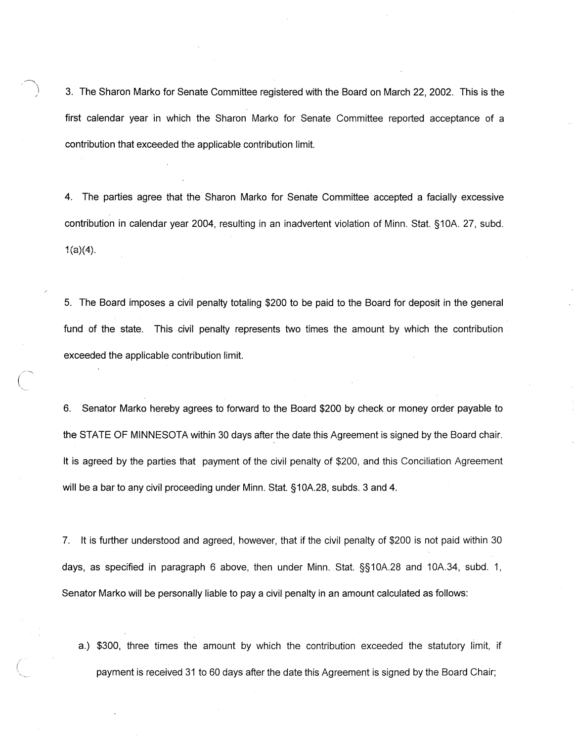3. The Sharon Marko for Senate Committee registered with the Board on March 22, 2002. This is the first calendar year in which the Sharon Marko for Senate Committee reported acceptance of a contribution that exceeded the applicable contribution limit.

4. The parties agree that the Sharon Marko for Senate Committee accepted a facially excessive contribution in calendar year 2004, resulting in an inadvertent violation of Minn. Stat. §10A. 27, subd. 1(a)(4).

5. The Board imposes a civil penalty totaling $200 to be paid to the Board for deposit in the general fund of the state. This civil penalty represents two times the amount by which the contribution exceeded the applicable contribution limit.

6. Senator Marko hereby agrees to forward to the Board $200 by check or money order payable to the STATE OF MINNESOTA within 30 days after the date this Agreement is signed by the Board chair. It is agreed by the parties that payment of the civil penalty of $200, and this Conciliation Agreement will be a bar to any civil proceeding under Minn. Stat. §10A.28, subds. 3 and 4.

7. It is further understood and agreed, however, that if the civil penalty of $200 is not paid within 30 days, as specified in paragraph 6 above, then under Minn. Stat. §§10A.28 and 10A.34, subd. 1, Senator Marko will be personally liable to pay a civil penalty in an amount calculated as follows:

a.) $300, three times the amount by which the contribution exceeded the statutory limit, if payment is received 31 to 60 days after the date this Agreement is signed by the Board Chair;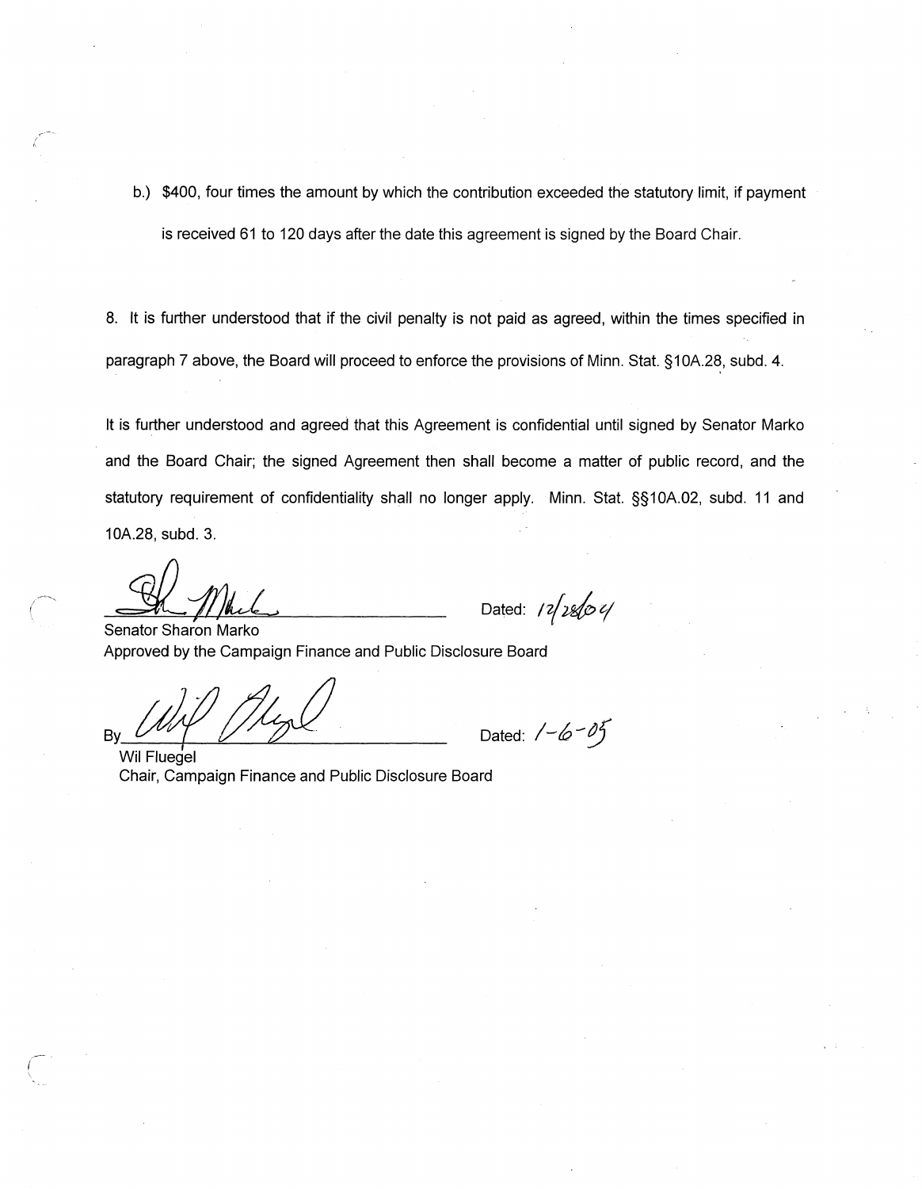b.) $400, four times the amount by which the contribution exceeded the statutory limit, if payment is received 61 to 120 days after the date this agreement is signed by the Board Chair.

8. It is further understood that if the civil penalty is not paid as agreed, within the times specified in paragraph 7 above, the Board will proceed to enforce the provisions of Minn. Stat. §10A.28, subd. 4.

It is further understood and agreed that this Agreement is confidential until signed by Senator Marko and the Board Chair; the signed Agreement then shall become a matter of public record, and the statutory requirement of confidentiality shall no longer apply. Minn. Stat. §§10A.02, subd. 11 and 10A.28, subd. 3.

_______________________________ Dated: 12/28/04

Senator Sharon Marko

Approved by the Campaign Finance and Public Disclosure Board

By_____________________________ Dated: 1-6-05

Wil Fluegel

Chair, Campaign Finance and Public Disclosure Board